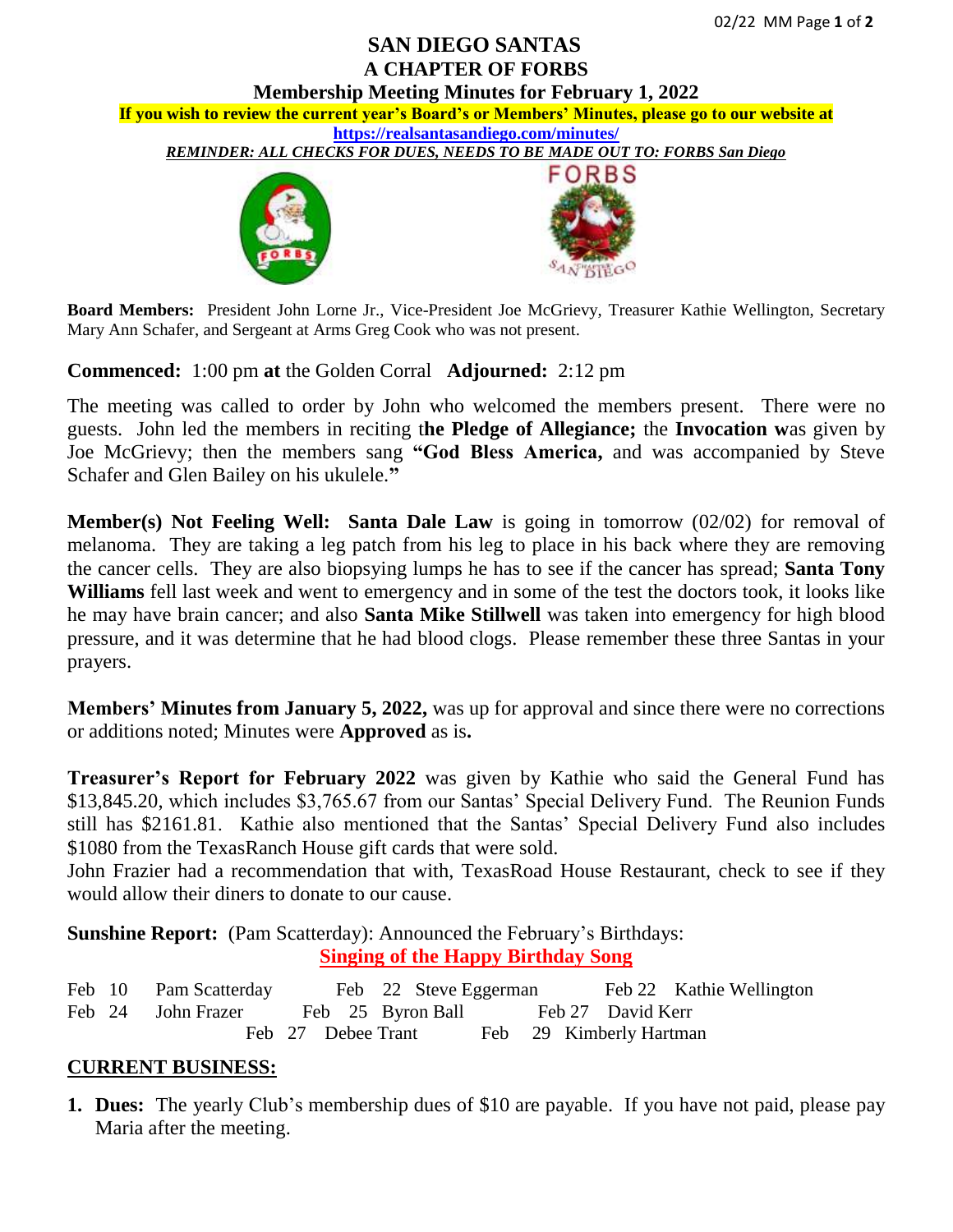# SAN DIEGO SANTAS
# A CHAPTER OF FORBS
## Membership Meeting Minutes for February 1, 2022

**If you wish to review the current year's Board's or Members' Minutes, please go to our website at https://realsantasandiego.com/minutes/**

***REMINDER: ALL CHECKS FOR DUES, NEEDS TO BE MADE OUT TO: FORBS San Diego***

**Board Members:** President John Lorne Jr., Vice-President Joe McGrievy, Treasurer Kathie Wellington, Secretary Mary Ann Schafer, and Sergeant at Arms Greg Cook who was not present.

**Commenced:** 1:00 pm **at** the Golden Corral **Adjourned:** 2:12 pm

The meeting was called to order by John who welcomed the members present. There were no guests. John led the members in reciting t**he Pledge of Allegiance;** the **Invocation w**as given by Joe McGrievy; then the members sang **"God Bless America,** and was accompanied by Steve Schafer and Glen Bailey on his ukulele.**"**

**Member(s) Not Feeling Well: Santa Dale Law** is going in tomorrow (02/02) for removal of melanoma. They are taking a leg patch from his leg to place in his back where they are removing the cancer cells. They are also biopsying lumps he has to see if the cancer has spread; **Santa Tony Williams** fell last week and went to emergency and in some of the test the doctors took, it looks like he may have brain cancer; and also **Santa Mike Stillwell** was taken into emergency for high blood pressure, and it was determine that he had blood clogs. Please remember these three Santas in your prayers.

**Members' Minutes from January 5, 2022,** was up for approval and since there were no corrections or additions noted; Minutes were **Approved** as is**.**

**Treasurer's Report for February 2022** was given by Kathie who said the General Fund has $13,845.20, which includes $3,765.67 from our Santas' Special Delivery Fund. The Reunion Funds still has $2161.81. Kathie also mentioned that the Santas' Special Delivery Fund also includes $1080 from the TexasRanch House gift cards that were sold.
John Frazier had a recommendation that with, TexasRoad House Restaurant, check to see if they would allow their diners to donate to our cause.

**Sunshine Report:** (Pam Scatterday): Announced the February's Birthdays:

**Singing of the Happy Birthday Song**

Feb 10 Pam Scatterday — Feb 22 Steve Eggerman — Feb 22 Kathie Wellington
Feb 24 John Frazer — Feb 25 Byron Ball — Feb 27 David Kerr
Feb 27 Debee Trant — Feb 29 Kimberly Hartman

## CURRENT BUSINESS:

1. **Dues:** The yearly Club's membership dues of $10 are payable. If you have not paid, please pay Maria after the meeting.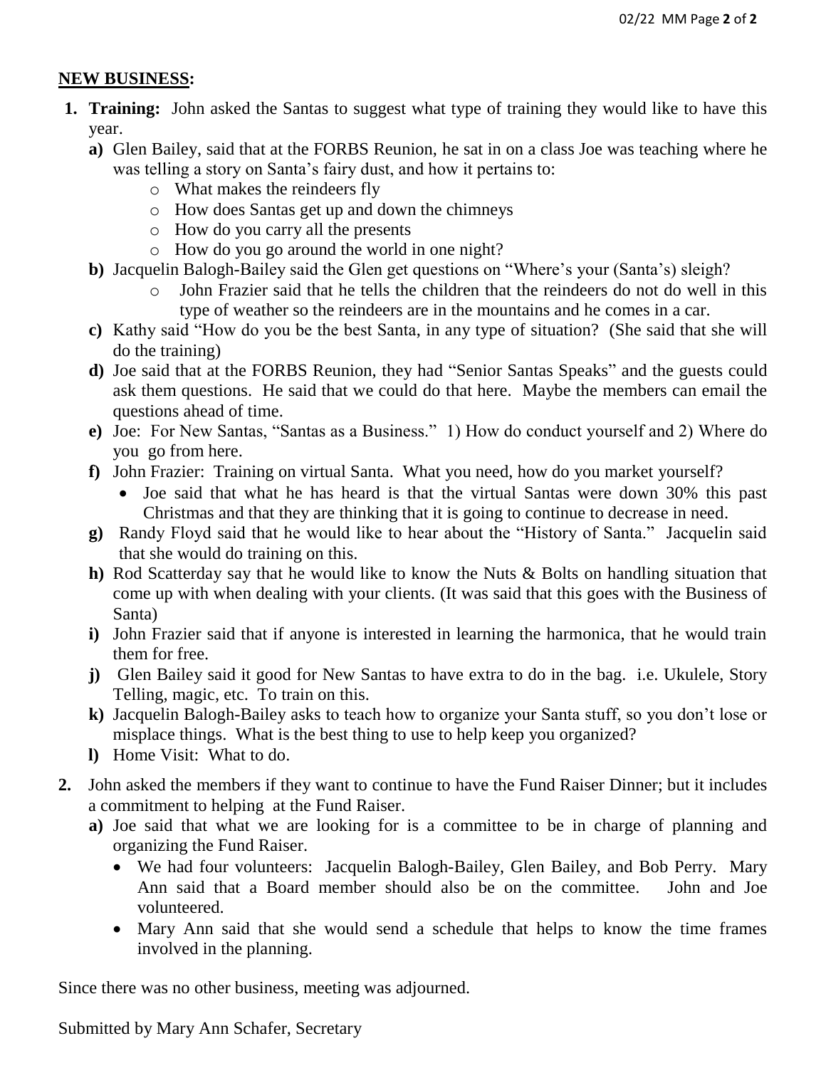**NEW BUSINESS:**

1. **Training:** John asked the Santas to suggest what type of training they would like to have this year.
   - **a)** Glen Bailey, said that at the FORBS Reunion, he sat in on a class Joe was teaching where he was telling a story on Santa's fairy dust, and how it pertains to:
     - What makes the reindeers fly
     - How does Santas get up and down the chimneys
     - How do you carry all the presents
     - How do you go around the world in one night?
   - **b)** Jacquelin Balogh-Bailey said the Glen get questions on "Where's your (Santa's) sleigh?
     - John Frazier said that he tells the children that the reindeers do not do well in this type of weather so the reindeers are in the mountains and he comes in a car.
   - **c)** Kathy said "How do you be the best Santa, in any type of situation? (She said that she will do the training)
   - **d)** Joe said that at the FORBS Reunion, they had "Senior Santas Speaks" and the guests could ask them questions. He said that we could do that here. Maybe the members can email the questions ahead of time.
   - **e)** Joe: For New Santas, "Santas as a Business." 1) How do conduct yourself and 2) Where do you go from here.
   - **f)** John Frazier: Training on virtual Santa. What you need, how do you market yourself?
     - Joe said that what he has heard is that the virtual Santas were down 30% this past Christmas and that they are thinking that it is going to continue to decrease in need.
   - **g)** Randy Floyd said that he would like to hear about the "History of Santa." Jacquelin said that she would do training on this.
   - **h)** Rod Scatterday say that he would like to know the Nuts & Bolts on handling situation that come up with when dealing with your clients. (It was said that this goes with the Business of Santa)
   - **i)** John Frazier said that if anyone is interested in learning the harmonica, that he would train them for free.
   - **j)** Glen Bailey said it good for New Santas to have extra to do in the bag. i.e. Ukulele, Story Telling, magic, etc. To train on this.
   - **k)** Jacquelin Balogh-Bailey asks to teach how to organize your Santa stuff, so you don't lose or misplace things. What is the best thing to use to help keep you organized?
   - **l)** Home Visit: What to do.

2. John asked the members if they want to continue to have the Fund Raiser Dinner; but it includes a commitment to helping at the Fund Raiser.
   - **a)** Joe said that what we are looking for is a committee to be in charge of planning and organizing the Fund Raiser.
     - We had four volunteers: Jacquelin Balogh-Bailey, Glen Bailey, and Bob Perry. Mary Ann said that a Board member should also be on the committee. John and Joe volunteered.
     - Mary Ann said that she would send a schedule that helps to know the time frames involved in the planning.

Since there was no other business, meeting was adjourned.

Submitted by Mary Ann Schafer, Secretary